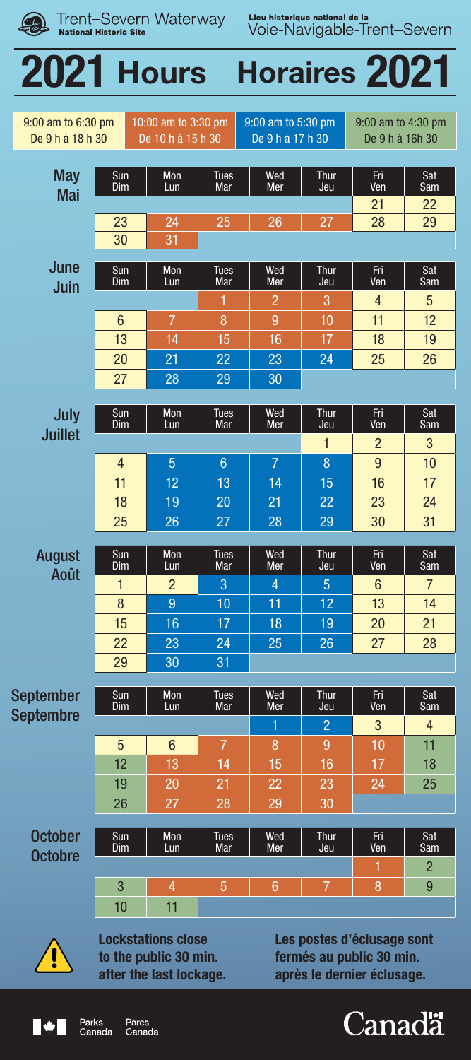Trent–Severn Waterway
National Historic Site

Lieu historique national de la
Voie-Navigable-Trent–Severn

# 2021 Hours Horaires 2021

| 9:00 am to 6:30 pm<br>De 9 h à 18 h 30 | 10:00 am to 3:30 pm<br>De 10 h à 15 h 30 | 9:00 am to 5:30 pm<br>De 9 h à 17 h 30 | 9:00 am to 4:30 pm<br>De 9 h à 16h 30 |
|---|---|---|---|

## May / Mai

| Sun<br>Dim | Mon<br>Lun | Tues<br>Mar | Wed<br>Mer | Thur<br>Jeu | Fri<br>Ven | Sat<br>Sam |
|---|---|---|---|---|---|---|
| | | | | | 21 | 22 |
| 23 | 24 | 25 | 26 | 27 | 28 | 29 |
| 30 | 31 | | | | | |

## June / Juin

| Sun<br>Dim | Mon<br>Lun | Tues<br>Mar | Wed<br>Mer | Thur<br>Jeu | Fri<br>Ven | Sat<br>Sam |
|---|---|---|---|---|---|---|
| | | 1 | 2 | 3 | 4 | 5 |
| 6 | 7 | 8 | 9 | 10 | 11 | 12 |
| 13 | 14 | 15 | 16 | 17 | 18 | 19 |
| 20 | 21 | 22 | 23 | 24 | 25 | 26 |
| 27 | 28 | 29 | 30 | | | |

## July / Juillet

| Sun<br>Dim | Mon<br>Lun | Tues<br>Mar | Wed<br>Mer | Thur<br>Jeu | Fri<br>Ven | Sat<br>Sam |
|---|---|---|---|---|---|---|
| | | | | 1 | 2 | 3 |
| 4 | 5 | 6 | 7 | 8 | 9 | 10 |
| 11 | 12 | 13 | 14 | 15 | 16 | 17 |
| 18 | 19 | 20 | 21 | 22 | 23 | 24 |
| 25 | 26 | 27 | 28 | 29 | 30 | 31 |

## August / Août

| Sun<br>Dim | Mon<br>Lun | Tues<br>Mar | Wed<br>Mer | Thur<br>Jeu | Fri<br>Ven | Sat<br>Sam |
|---|---|---|---|---|---|---|
| 1 | 2 | 3 | 4 | 5 | 6 | 7 |
| 8 | 9 | 10 | 11 | 12 | 13 | 14 |
| 15 | 16 | 17 | 18 | 19 | 20 | 21 |
| 22 | 23 | 24 | 25 | 26 | 27 | 28 |
| 29 | 30 | 31 | | | | |

## September / Septembre

| Sun<br>Dim | Mon<br>Lun | Tues<br>Mar | Wed<br>Mer | Thur<br>Jeu | Fri<br>Ven | Sat<br>Sam |
|---|---|---|---|---|---|---|
| | | | 1 | 2 | 3 | 4 |
| 5 | 6 | 7 | 8 | 9 | 10 | 11 |
| 12 | 13 | 14 | 15 | 16 | 17 | 18 |
| 19 | 20 | 21 | 22 | 23 | 24 | 25 |
| 26 | 27 | 28 | 29 | 30 | | |

## October / Octobre

| Sun<br>Dim | Mon<br>Lun | Tues<br>Mar | Wed<br>Mer | Thur<br>Jeu | Fri<br>Ven | Sat<br>Sam |
|---|---|---|---|---|---|---|
| | | | | | 1 | 2 |
| 3 | 4 | 5 | 6 | 7 | 8 | 9 |
| 10 | 11 | | | | | |

**Lockstations close to the public 30 min. after the last lockage.**

**Les postes d'éclusage sont fermés au public 30 min. après le dernier éclusage.**

Parks Canada Parcs Canada

Canada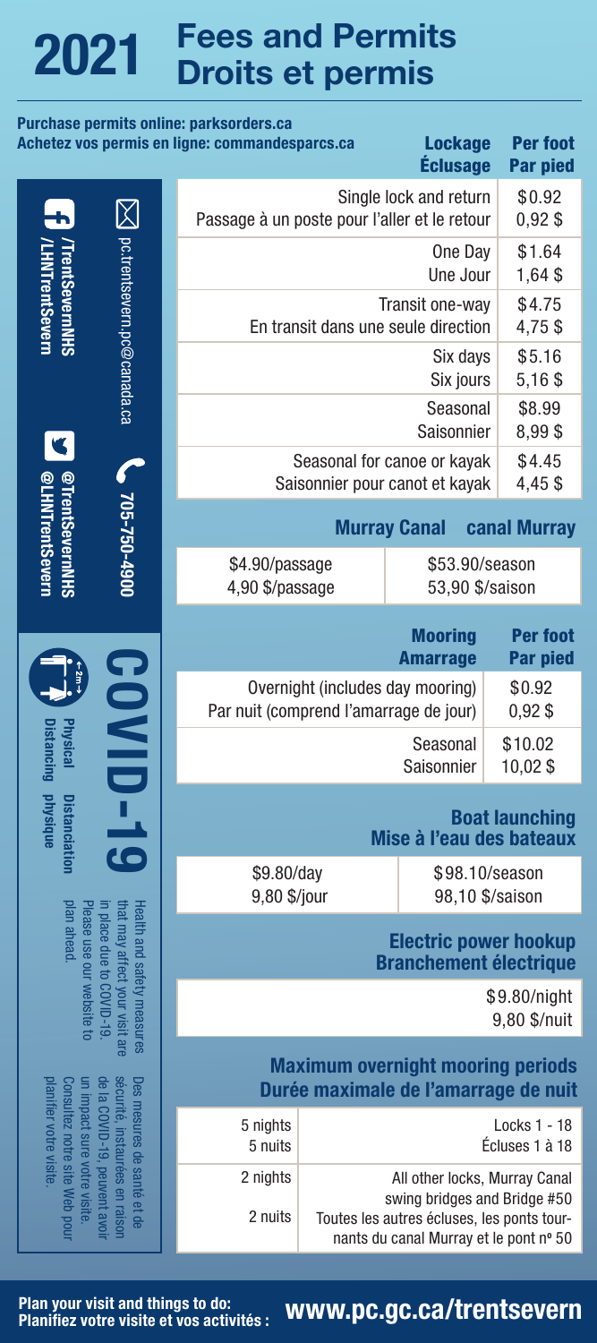# 2021 Fees and Permits
# Droits et permis

**Purchase permits online: parksorders.ca**
**Achetez vos permis en ligne: commandesparcs.ca**

| Lockage / Éclusage | Per foot / Par pied |
|---|---|
| Single lock and return / Passage à un poste pour l'aller et le retour | $0.92 / 0,92 $ |
| One Day / Une Jour | $1.64 / 1,64 $ |
| Transit one-way / En transit dans une seule direction | $4.75 / 4,75 $ |
| Six days / Six jours | $5.16 / 5,16 $ |
| Seasonal / Saisonnier | $8.99 / 8,99 $ |
| Seasonal for canoe or kayak / Saisonnier pour canot et kayak | $4.45 / 4,45 $ |

## Murray Canal canal Murray

| | |
|---|---|
| $4.90/passage / 4,90 $/passage | $53.90/season / 53,90 $/saison |

| Mooring / Amarrage | Per foot / Par pied |
|---|---|
| Overnight (includes day mooring) / Par nuit (comprend l'amarrage de jour) | $0.92 / 0,92 $ |
| Seasonal / Saisonnier | $10.02 / 10,02 $ |

## Boat launching / Mise à l'eau des bateaux

| | |
|---|---|
| $9.80/day / 9,80 $/jour | $98.10/season / 98,10 $/saison |

## Electric power hookup / Branchement électrique

$9.80/night / 9,80 $/nuit

## Maximum overnight mooring periods / Durée maximale de l'amarrage de nuit

| | |
|---|---|
| 5 nights / 5 nuits | Locks 1 - 18 / Écluses 1 à 18 |
| 2 nights / 2 nuits | All other locks, Murray Canal swing bridges and Bridge #50 / Toutes les autres écluses, les ponts tournants du canal Murray et le pont nº 50 |

/TrentSevernNHS
/LHNTrentSevern

pc.trentsevern.pc@canada.ca

@TrentSevernNHS
@LHNTrentSevern

705-750-4900

# COVID-19

Physical Distancing
Distanciation physique

Health and safety measures that may affect your visit are in place due to COVID-19. Please use our website to plan ahead.

Des mesures de santé et de sécurité, instaurées en raison de la COVID-19, peuvent avoir un impact sure votre visite. Consultez notre site Web pour planifier votre visite.

**Plan your visit and things to do:**
**Planifiez votre visite et vos activités :** **www.pc.gc.ca/trentsevern**